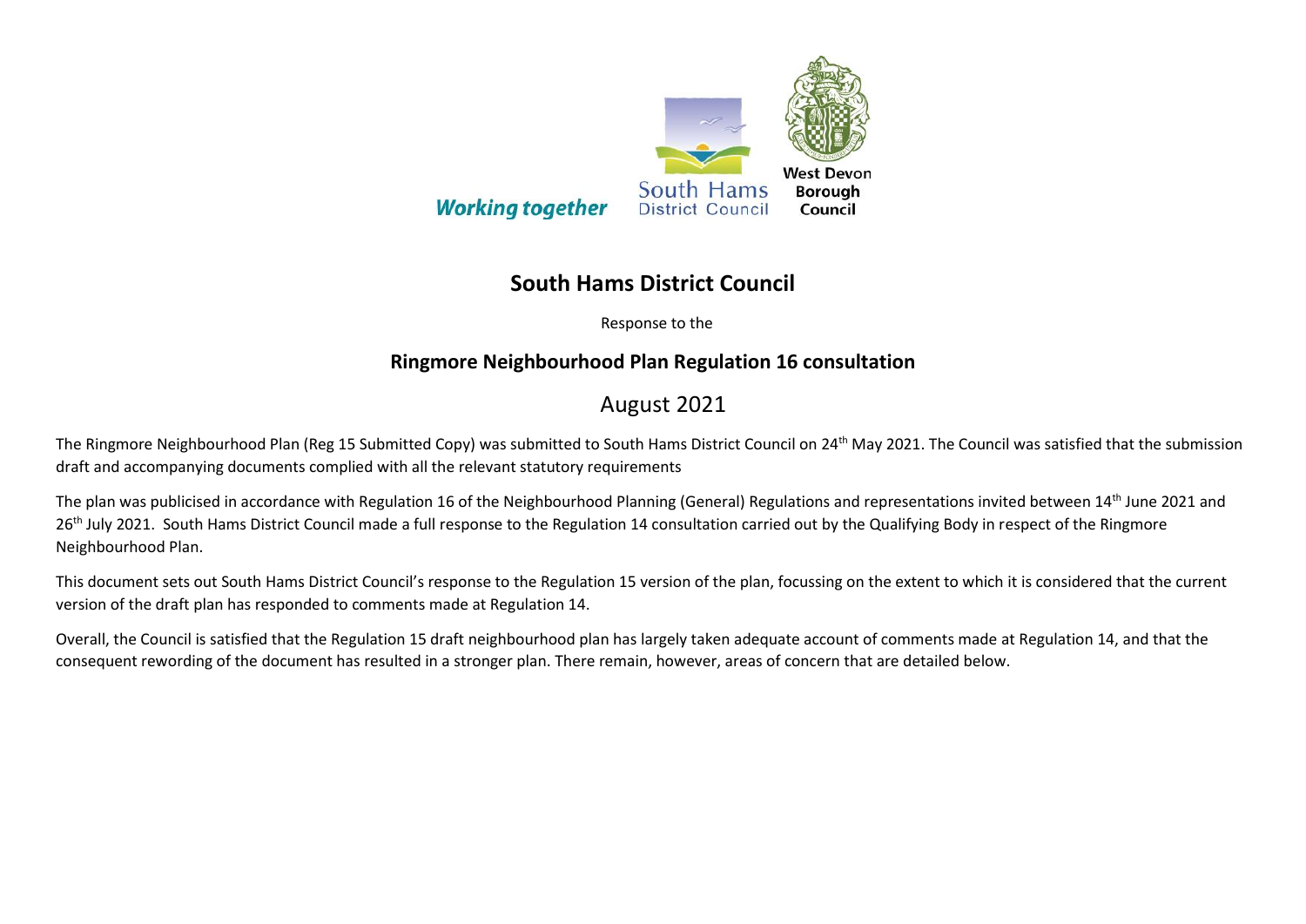Working together — South Hams District Council — West Devon Borough Council

# South Hams District Council

Response to the

## Ringmore Neighbourhood Plan Regulation 16 consultation

August 2021

The Ringmore Neighbourhood Plan (Reg 15 Submitted Copy) was submitted to South Hams District Council on 24th May 2021. The Council was satisfied that the submission draft and accompanying documents complied with all the relevant statutory requirements

The plan was publicised in accordance with Regulation 16 of the Neighbourhood Planning (General) Regulations and representations invited between 14th June 2021 and 26th July 2021. South Hams District Council made a full response to the Regulation 14 consultation carried out by the Qualifying Body in respect of the Ringmore Neighbourhood Plan.

This document sets out South Hams District Council's response to the Regulation 15 version of the plan, focussing on the extent to which it is considered that the current version of the draft plan has responded to comments made at Regulation 14.

Overall, the Council is satisfied that the Regulation 15 draft neighbourhood plan has largely taken adequate account of comments made at Regulation 14, and that the consequent rewording of the document has resulted in a stronger plan. There remain, however, areas of concern that are detailed below.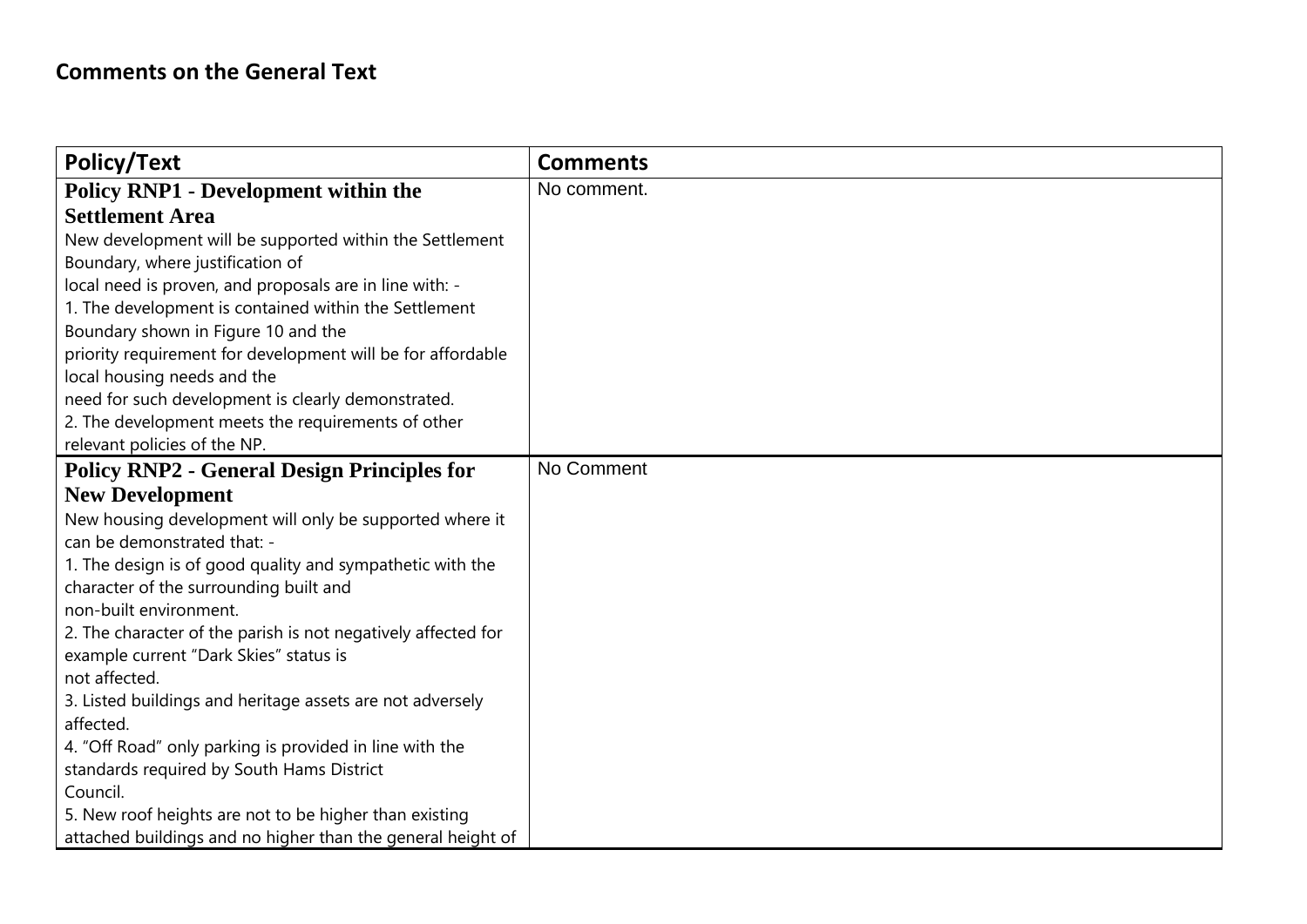## Comments on the General Text

| Policy/Text | Comments |
|---|---|
| **Policy RNP1 - Development within the Settlement Area**<br>New development will be supported within the Settlement Boundary, where justification of local need is proven, and proposals are in line with: -<br>1. The development is contained within the Settlement Boundary shown in Figure 10 and the priority requirement for development will be for affordable local housing needs and the need for such development is clearly demonstrated.<br>2. The development meets the requirements of other relevant policies of the NP. | No comment. |
| **Policy RNP2 - General Design Principles for New Development**<br>New housing development will only be supported where it can be demonstrated that: -<br>1. The design is of good quality and sympathetic with the character of the surrounding built and non-built environment.<br>2. The character of the parish is not negatively affected for example current "Dark Skies" status is not affected.<br>3. Listed buildings and heritage assets are not adversely affected.<br>4. "Off Road" only parking is provided in line with the standards required by South Hams District Council.<br>5. New roof heights are not to be higher than existing attached buildings and no higher than the general height of | No Comment |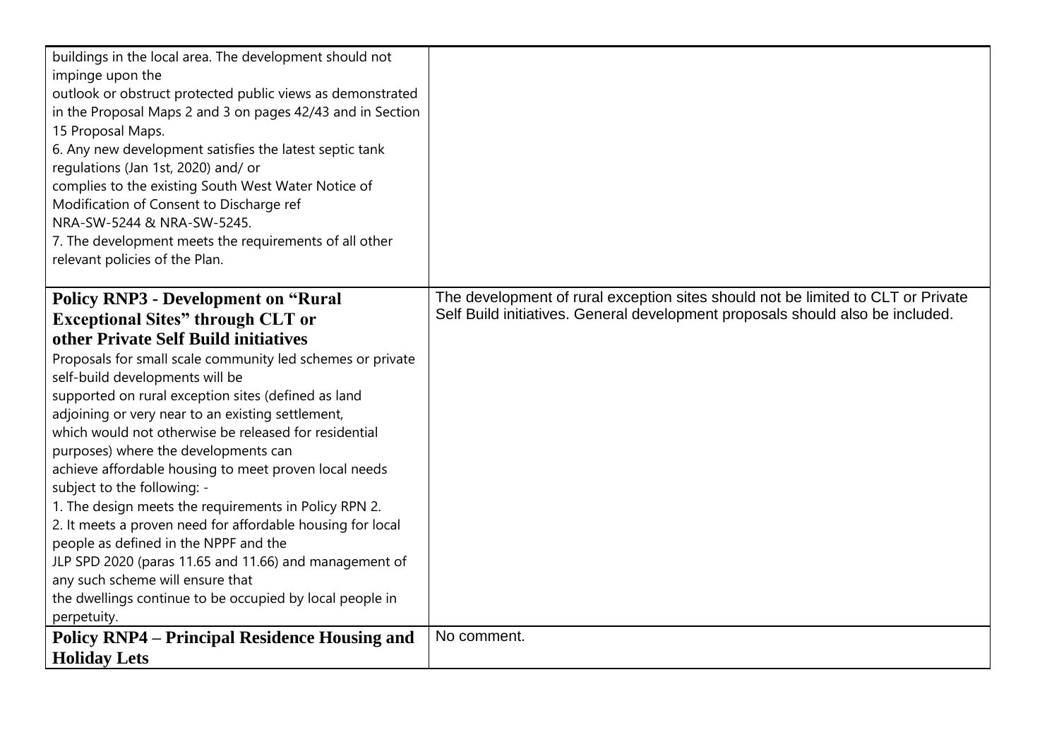| | |
|---|---|
| buildings in the local area. The development should not impinge upon the outlook or obstruct protected public views as demonstrated in the Proposal Maps 2 and 3 on pages 42/43 and in Section 15 Proposal Maps.<br>6. Any new development satisfies the latest septic tank regulations (Jan 1st, 2020) and/ or complies to the existing South West Water Notice of Modification of Consent to Discharge ref NRA-SW-5244 & NRA-SW-5245.<br>7. The development meets the requirements of all other relevant policies of the Plan. | |
| **Policy RNP3 - Development on "Rural Exceptional Sites" through CLT or other Private Self Build initiatives**<br>Proposals for small scale community led schemes or private self-build developments will be supported on rural exception sites (defined as land adjoining or very near to an existing settlement, which would not otherwise be released for residential purposes) where the developments can achieve affordable housing to meet proven local needs subject to the following: -<br>1. The design meets the requirements in Policy RPN 2.<br>2. It meets a proven need for affordable housing for local people as defined in the NPPF and the JLP SPD 2020 (paras 11.65 and 11.66) and management of any such scheme will ensure that the dwellings continue to be occupied by local people in perpetuity. | The development of rural exception sites should not be limited to CLT or Private Self Build initiatives. General development proposals should also be included. |
| **Policy RNP4 – Principal Residence Housing and Holiday Lets** | No comment. |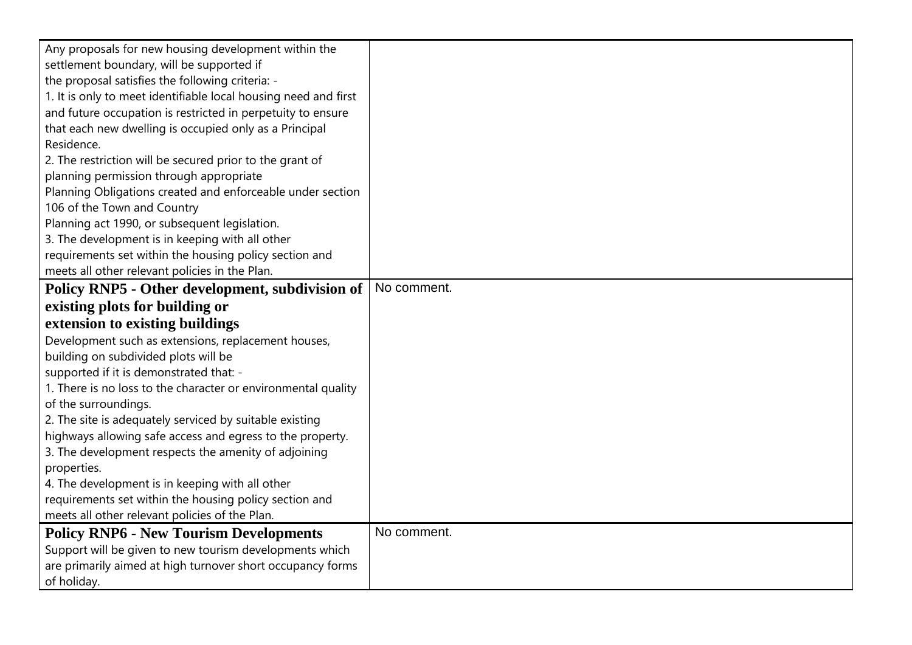| | |
|---|---|
| Any proposals for new housing development within the settlement boundary, will be supported if the proposal satisfies the following criteria: -<br>1. It is only to meet identifiable local housing need and first and future occupation is restricted in perpetuity to ensure that each new dwelling is occupied only as a Principal Residence.<br>2. The restriction will be secured prior to the grant of planning permission through appropriate Planning Obligations created and enforceable under section 106 of the Town and Country Planning act 1990, or subsequent legislation.<br>3. The development is in keeping with all other requirements set within the housing policy section and meets all other relevant policies in the Plan. | |
| **Policy RNP5 - Other development, subdivision of existing plots for building or extension to existing buildings**<br>Development such as extensions, replacement houses, building on subdivided plots will be supported if it is demonstrated that: -<br>1. There is no loss to the character or environmental quality of the surroundings.<br>2. The site is adequately serviced by suitable existing highways allowing safe access and egress to the property.<br>3. The development respects the amenity of adjoining properties.<br>4. The development is in keeping with all other requirements set within the housing policy section and meets all other relevant policies of the Plan. | No comment. |
| **Policy RNP6 - New Tourism Developments**<br>Support will be given to new tourism developments which are primarily aimed at high turnover short occupancy forms of holiday. | No comment. |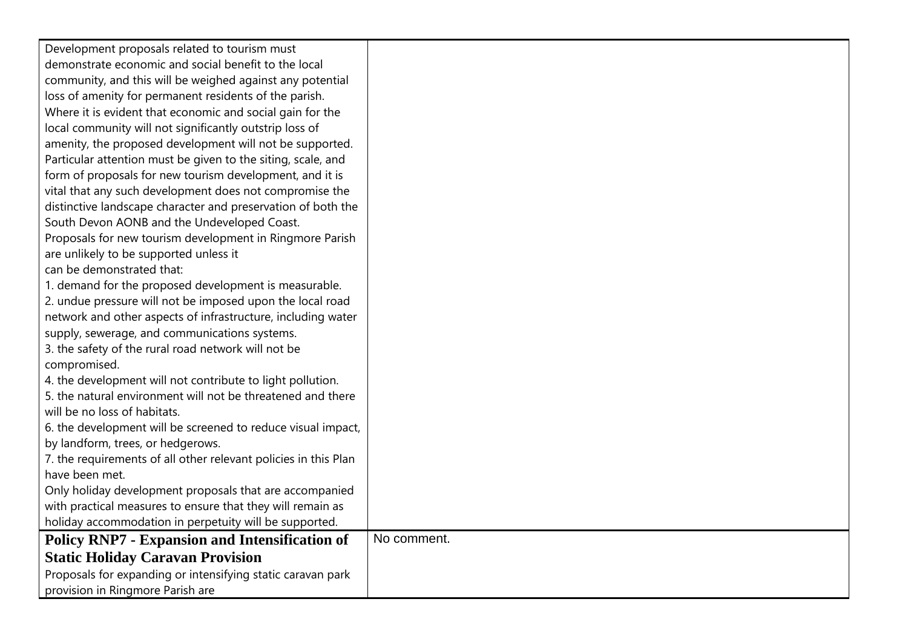| | |
|---|---|
| Development proposals related to tourism must demonstrate economic and social benefit to the local community, and this will be weighed against any potential loss of amenity for permanent residents of the parish. Where it is evident that economic and social gain for the local community will not significantly outstrip loss of amenity, the proposed development will not be supported. Particular attention must be given to the siting, scale, and form of proposals for new tourism development, and it is vital that any such development does not compromise the distinctive landscape character and preservation of both the South Devon AONB and the Undeveloped Coast.<br>Proposals for new tourism development in Ringmore Parish are unlikely to be supported unless it can be demonstrated that:<br>1. demand for the proposed development is measurable.<br>2. undue pressure will not be imposed upon the local road network and other aspects of infrastructure, including water supply, sewerage, and communications systems.<br>3. the safety of the rural road network will not be compromised.<br>4. the development will not contribute to light pollution.<br>5. the natural environment will not be threatened and there will be no loss of habitats.<br>6. the development will be screened to reduce visual impact, by landform, trees, or hedgerows.<br>7. the requirements of all other relevant policies in this Plan have been met.<br>Only holiday development proposals that are accompanied with practical measures to ensure that they will remain as holiday accommodation in perpetuity will be supported. | |
| **Policy RNP7 - Expansion and Intensification of Static Holiday Caravan Provision**<br>Proposals for expanding or intensifying static caravan park provision in Ringmore Parish are | No comment. |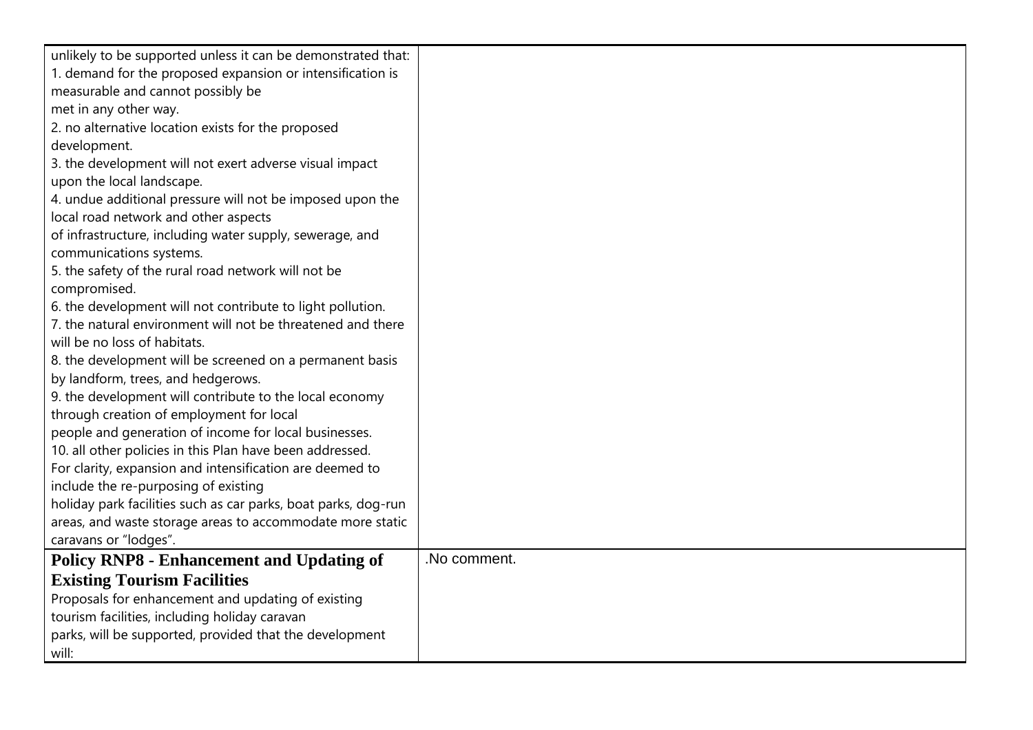| | |
|---|---|
| unlikely to be supported unless it can be demonstrated that:<br>1. demand for the proposed expansion or intensification is measurable and cannot possibly be met in any other way.<br>2. no alternative location exists for the proposed development.<br>3. the development will not exert adverse visual impact upon the local landscape.<br>4. undue additional pressure will not be imposed upon the local road network and other aspects of infrastructure, including water supply, sewerage, and communications systems.<br>5. the safety of the rural road network will not be compromised.<br>6. the development will not contribute to light pollution.<br>7. the natural environment will not be threatened and there will be no loss of habitats.<br>8. the development will be screened on a permanent basis by landform, trees, and hedgerows.<br>9. the development will contribute to the local economy through creation of employment for local people and generation of income for local businesses.<br>10. all other policies in this Plan have been addressed.<br>For clarity, expansion and intensification are deemed to include the re-purposing of existing holiday park facilities such as car parks, boat parks, dog-run areas, and waste storage areas to accommodate more static caravans or "lodges". | |
| **Policy RNP8 - Enhancement and Updating of Existing Tourism Facilities**<br>Proposals for enhancement and updating of existing tourism facilities, including holiday caravan parks, will be supported, provided that the development will: | .No comment. |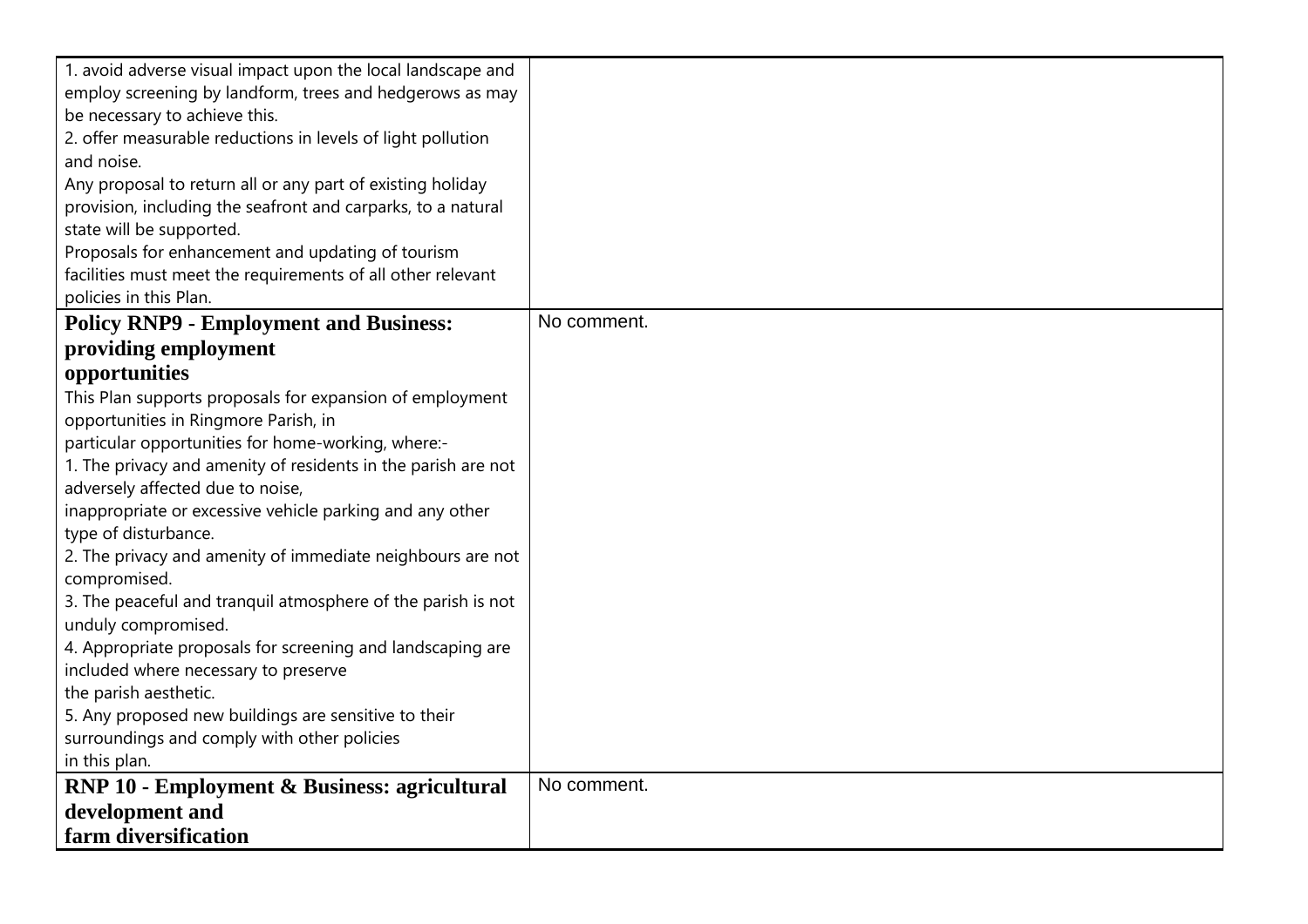| | |
|---|---|
| 1. avoid adverse visual impact upon the local landscape and employ screening by landform, trees and hedgerows as may be necessary to achieve this.<br>2. offer measurable reductions in levels of light pollution and noise.<br>Any proposal to return all or any part of existing holiday provision, including the seafront and carparks, to a natural state will be supported.<br>Proposals for enhancement and updating of tourism facilities must meet the requirements of all other relevant policies in this Plan. | |
| **Policy RNP9 - Employment and Business: providing employment opportunities**<br>This Plan supports proposals for expansion of employment opportunities in Ringmore Parish, in particular opportunities for home-working, where:-<br>1. The privacy and amenity of residents in the parish are not adversely affected due to noise, inappropriate or excessive vehicle parking and any other type of disturbance.<br>2. The privacy and amenity of immediate neighbours are not compromised.<br>3. The peaceful and tranquil atmosphere of the parish is not unduly compromised.<br>4. Appropriate proposals for screening and landscaping are included where necessary to preserve the parish aesthetic.<br>5. Any proposed new buildings are sensitive to their surroundings and comply with other policies in this plan. | No comment. |
| **RNP 10 - Employment & Business: agricultural development and farm diversification** | No comment. |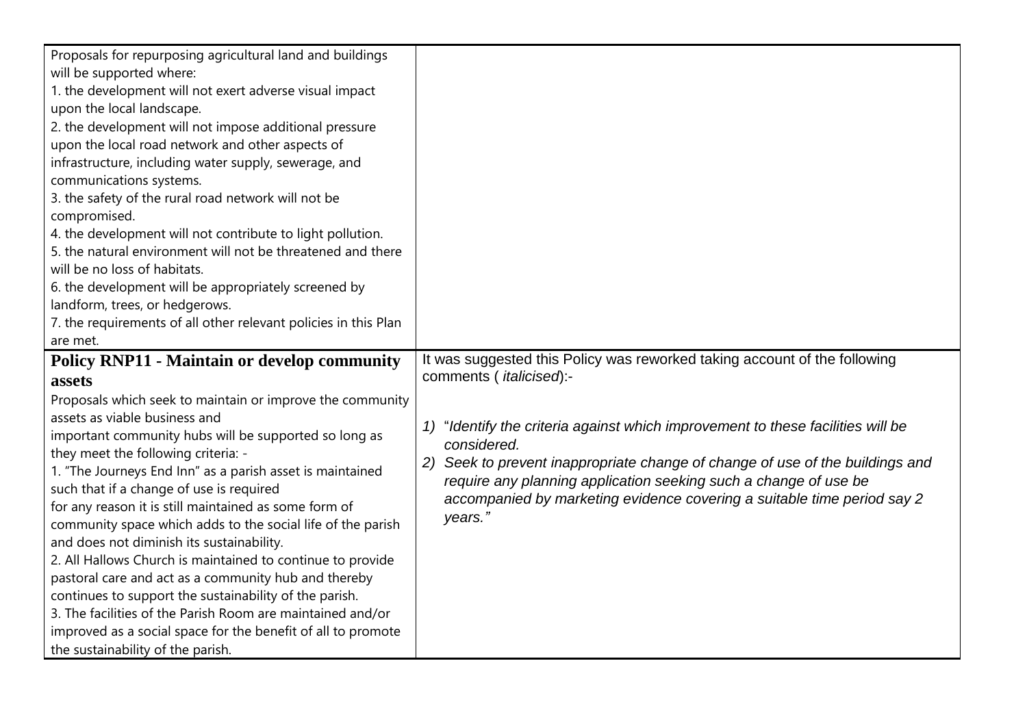| | |
|---|---|
| Proposals for repurposing agricultural land and buildings will be supported where:<br>1. the development will not exert adverse visual impact upon the local landscape.<br>2. the development will not impose additional pressure upon the local road network and other aspects of infrastructure, including water supply, sewerage, and communications systems.<br>3. the safety of the rural road network will not be compromised.<br>4. the development will not contribute to light pollution.<br>5. the natural environment will not be threatened and there will be no loss of habitats.<br>6. the development will be appropriately screened by landform, trees, or hedgerows.<br>7. the requirements of all other relevant policies in this Plan are met. | |
| **Policy RNP11 - Maintain or develop community assets**<br>Proposals which seek to maintain or improve the community assets as viable business and important community hubs will be supported so long as they meet the following criteria: -<br>1. "The Journeys End Inn" as a parish asset is maintained such that if a change of use is required for any reason it is still maintained as some form of community space which adds to the social life of the parish and does not diminish its sustainability.<br>2. All Hallows Church is maintained to continue to provide pastoral care and act as a community hub and thereby continues to support the sustainability of the parish.<br>3. The facilities of the Parish Room are maintained and/or improved as a social space for the benefit of all to promote the sustainability of the parish. | It was suggested this Policy was reworked taking account of the following comments ( *italicised*):-<br><br>1) "*Identify the criteria against which improvement to these facilities will be considered.*<br>2) *Seek to prevent inappropriate change of change of use of the buildings and require any planning application seeking such a change of use be accompanied by marketing evidence covering a suitable time period say 2 years.*" |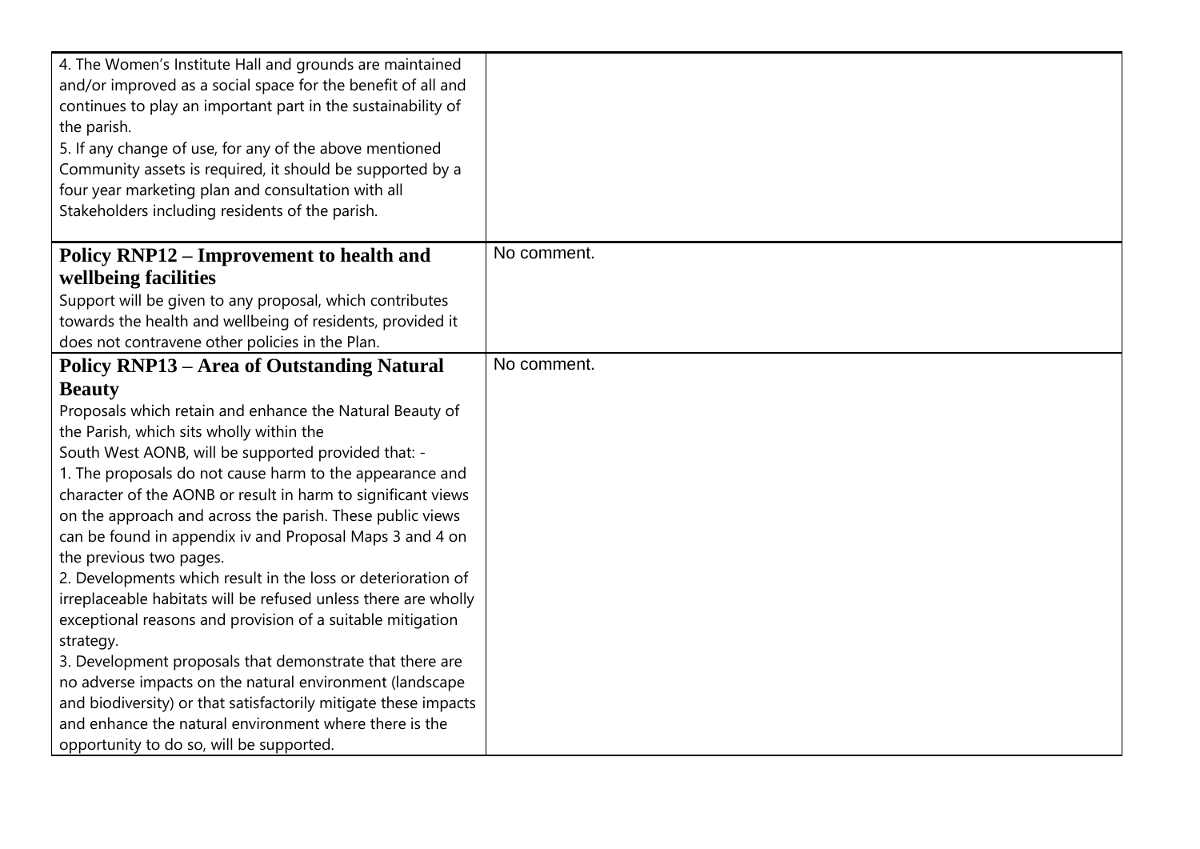| | |
|---|---|
| 4. The Women's Institute Hall and grounds are maintained and/or improved as a social space for the benefit of all and continues to play an important part in the sustainability of the parish.<br>5. If any change of use, for any of the above mentioned Community assets is required, it should be supported by a four year marketing plan and consultation with all Stakeholders including residents of the parish. | |
| **Policy RNP12 – Improvement to health and wellbeing facilities**<br>Support will be given to any proposal, which contributes towards the health and wellbeing of residents, provided it does not contravene other policies in the Plan. | No comment. |
| **Policy RNP13 – Area of Outstanding Natural Beauty**<br>Proposals which retain and enhance the Natural Beauty of the Parish, which sits wholly within the South West AONB, will be supported provided that: -<br>1. The proposals do not cause harm to the appearance and character of the AONB or result in harm to significant views on the approach and across the parish. These public views can be found in appendix iv and Proposal Maps 3 and 4 on the previous two pages.<br>2. Developments which result in the loss or deterioration of irreplaceable habitats will be refused unless there are wholly exceptional reasons and provision of a suitable mitigation strategy.<br>3. Development proposals that demonstrate that there are no adverse impacts on the natural environment (landscape and biodiversity) or that satisfactorily mitigate these impacts and enhance the natural environment where there is the opportunity to do so, will be supported. | No comment. |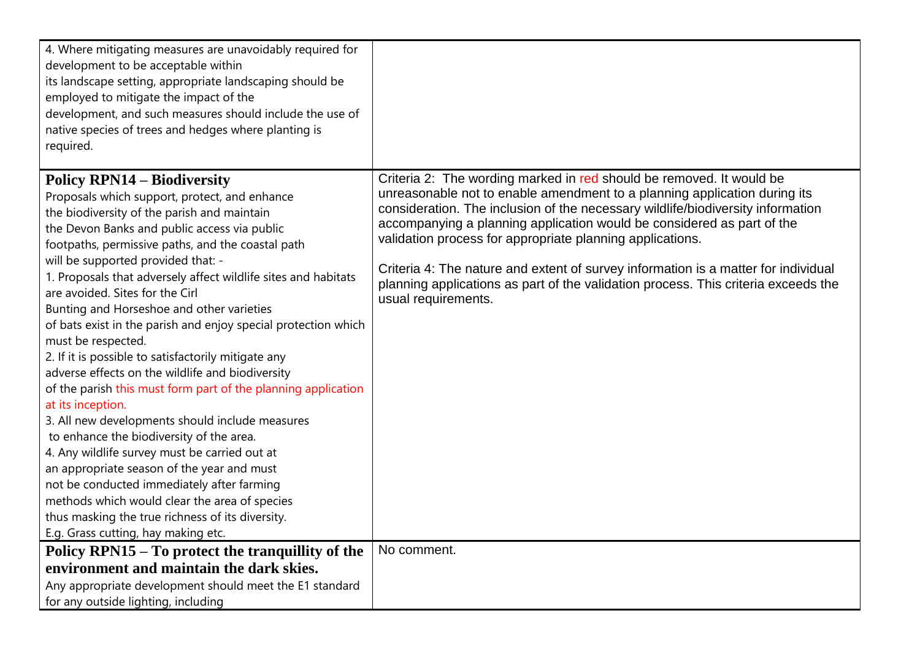| | |
|---|---|
| 4. Where mitigating measures are unavoidably required for development to be acceptable within its landscape setting, appropriate landscaping should be employed to mitigate the impact of the development, and such measures should include the use of native species of trees and hedges where planting is required. | |
| **Policy RPN14 – Biodiversity**<br>Proposals which support, protect, and enhance the biodiversity of the parish and maintain the Devon Banks and public access via public footpaths, permissive paths, and the coastal path will be supported provided that: -<br>1. Proposals that adversely affect wildlife sites and habitats are avoided. Sites for the Cirl Bunting and Horseshoe and other varieties of bats exist in the parish and enjoy special protection which must be respected.<br>2. If it is possible to satisfactorily mitigate any adverse effects on the wildlife and biodiversity of the parish this must form part of the planning application at its inception.<br>3. All new developments should include measures to enhance the biodiversity of the area.<br>4. Any wildlife survey must be carried out at an appropriate season of the year and must not be conducted immediately after farming methods which would clear the area of species thus masking the true richness of its diversity. E.g. Grass cutting, hay making etc. | Criteria 2: The wording marked in red should be removed. It would be unreasonable not to enable amendment to a planning application during its consideration. The inclusion of the necessary wildlife/biodiversity information accompanying a planning application would be considered as part of the validation process for appropriate planning applications.<br><br>Criteria 4: The nature and extent of survey information is a matter for individual planning applications as part of the validation process. This criteria exceeds the usual requirements. |
| **Policy RPN15 – To protect the tranquillity of the environment and maintain the dark skies.**<br>Any appropriate development should meet the E1 standard for any outside lighting, including | No comment. |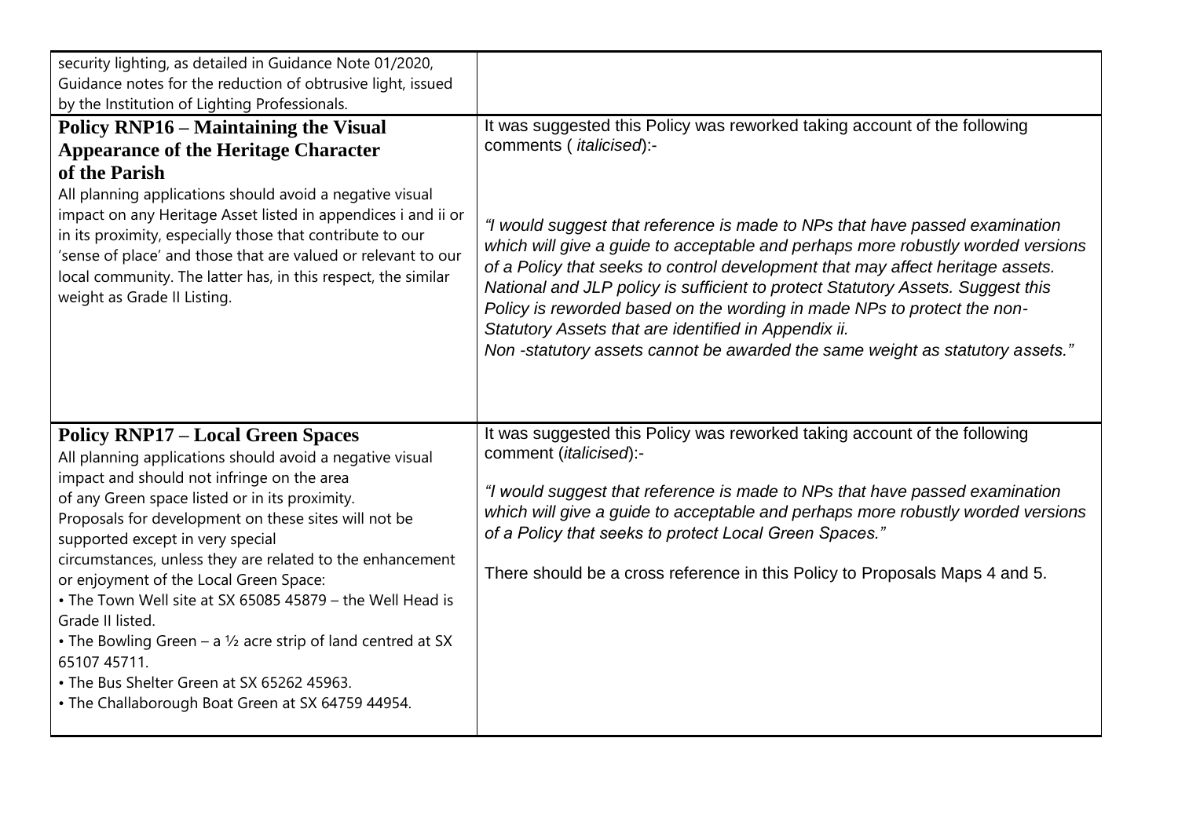| | |
|---|---|
| security lighting, as detailed in Guidance Note 01/2020, Guidance notes for the reduction of obtrusive light, issued by the Institution of Lighting Professionals. | |
| **Policy RNP16 – Maintaining the Visual Appearance of the Heritage Character of the Parish**<br>All planning applications should avoid a negative visual impact on any Heritage Asset listed in appendices i and ii or in its proximity, especially those that contribute to our 'sense of place' and those that are valued or relevant to our local community. The latter has, in this respect, the similar weight as Grade II Listing. | It was suggested this Policy was reworked taking account of the following comments ( *italicised*):-<br><br>*"I would suggest that reference is made to NPs that have passed examination which will give a guide to acceptable and perhaps more robustly worded versions of a Policy that seeks to control development that may affect heritage assets. National and JLP policy is sufficient to protect Statutory Assets. Suggest this Policy is reworded based on the wording in made NPs to protect the non-Statutory Assets that are identified in Appendix ii.*<br>*Non -statutory assets cannot be awarded the same weight as statutory assets."* |
| **Policy RNP17 – Local Green Spaces**<br>All planning applications should avoid a negative visual impact and should not infringe on the area of any Green space listed or in its proximity.<br>Proposals for development on these sites will not be supported except in very special circumstances, unless they are related to the enhancement or enjoyment of the Local Green Space:<br>• The Town Well site at SX 65085 45879 – the Well Head is Grade II listed.<br>• The Bowling Green – a ½ acre strip of land centred at SX 65107 45711.<br>• The Bus Shelter Green at SX 65262 45963.<br>• The Challaborough Boat Green at SX 64759 44954. | It was suggested this Policy was reworked taking account of the following comment (*italicised*):-<br><br>*"I would suggest that reference is made to NPs that have passed examination which will give a guide to acceptable and perhaps more robustly worded versions of a Policy that seeks to protect Local Green Spaces."*<br><br>There should be a cross reference in this Policy to Proposals Maps 4 and 5. |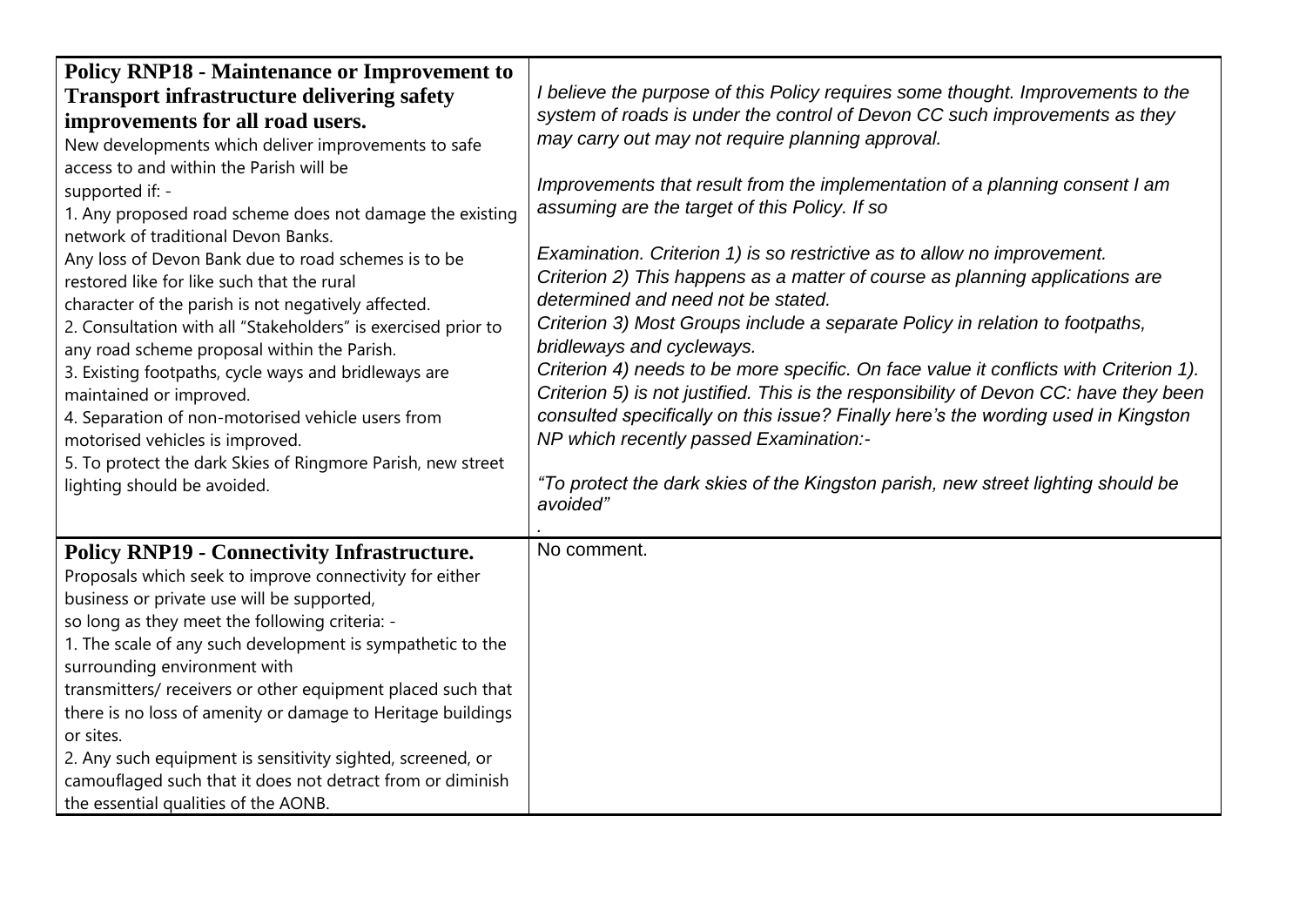| | |
|---|---|
| **Policy RNP18 - Maintenance or Improvement to Transport infrastructure delivering safety improvements for all road users.**<br>New developments which deliver improvements to safe access to and within the Parish will be supported if: -<br>1. Any proposed road scheme does not damage the existing network of traditional Devon Banks.<br>Any loss of Devon Bank due to road schemes is to be restored like for like such that the rural character of the parish is not negatively affected.<br>2. Consultation with all "Stakeholders" is exercised prior to any road scheme proposal within the Parish.<br>3. Existing footpaths, cycle ways and bridleways are maintained or improved.<br>4. Separation of non-motorised vehicle users from motorised vehicles is improved.<br>5. To protect the dark Skies of Ringmore Parish, new street lighting should be avoided. | *I believe the purpose of this Policy requires some thought. Improvements to the system of roads is under the control of Devon CC such improvements as they may carry out may not require planning approval.*<br><br>*Improvements that result from the implementation of a planning consent I am assuming are the target of this Policy. If so*<br><br>*Examination. Criterion 1) is so restrictive as to allow no improvement.*<br>*Criterion 2) This happens as a matter of course as planning applications are determined and need not be stated.*<br>*Criterion 3) Most Groups include a separate Policy in relation to footpaths, bridleways and cycleways.*<br>*Criterion 4) needs to be more specific. On face value it conflicts with Criterion 1).*<br>*Criterion 5) is not justified. This is the responsibility of Devon CC: have they been consulted specifically on this issue? Finally here's the wording used in Kingston NP which recently passed Examination:-*<br><br>*"To protect the dark skies of the Kingston parish, new street lighting should be avoided"*<br>*.* |
| **Policy RNP19 - Connectivity Infrastructure.**<br>Proposals which seek to improve connectivity for either business or private use will be supported, so long as they meet the following criteria: -<br>1. The scale of any such development is sympathetic to the surrounding environment with transmitters/ receivers or other equipment placed such that there is no loss of amenity or damage to Heritage buildings or sites.<br>2. Any such equipment is sensitivity sighted, screened, or camouflaged such that it does not detract from or diminish the essential qualities of the AONB. | No comment. |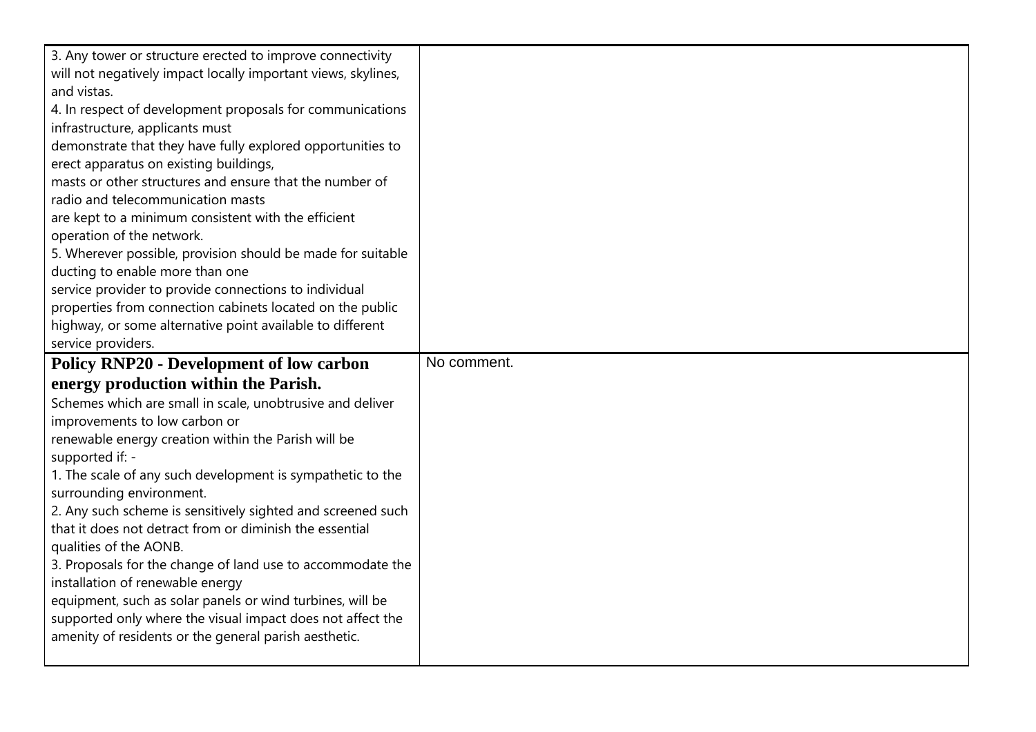| | |
|---|---|
| 3. Any tower or structure erected to improve connectivity will not negatively impact locally important views, skylines, and vistas.<br>4. In respect of development proposals for communications infrastructure, applicants must demonstrate that they have fully explored opportunities to erect apparatus on existing buildings, masts or other structures and ensure that the number of radio and telecommunication masts are kept to a minimum consistent with the efficient operation of the network.<br>5. Wherever possible, provision should be made for suitable ducting to enable more than one service provider to provide connections to individual properties from connection cabinets located on the public highway, or some alternative point available to different service providers. | |
| **Policy RNP20 - Development of low carbon energy production within the Parish.**<br>Schemes which are small in scale, unobtrusive and deliver improvements to low carbon or renewable energy creation within the Parish will be supported if: -<br>1. The scale of any such development is sympathetic to the surrounding environment.<br>2. Any such scheme is sensitively sighted and screened such that it does not detract from or diminish the essential qualities of the AONB.<br>3. Proposals for the change of land use to accommodate the installation of renewable energy equipment, such as solar panels or wind turbines, will be supported only where the visual impact does not affect the amenity of residents or the general parish aesthetic. | No comment. |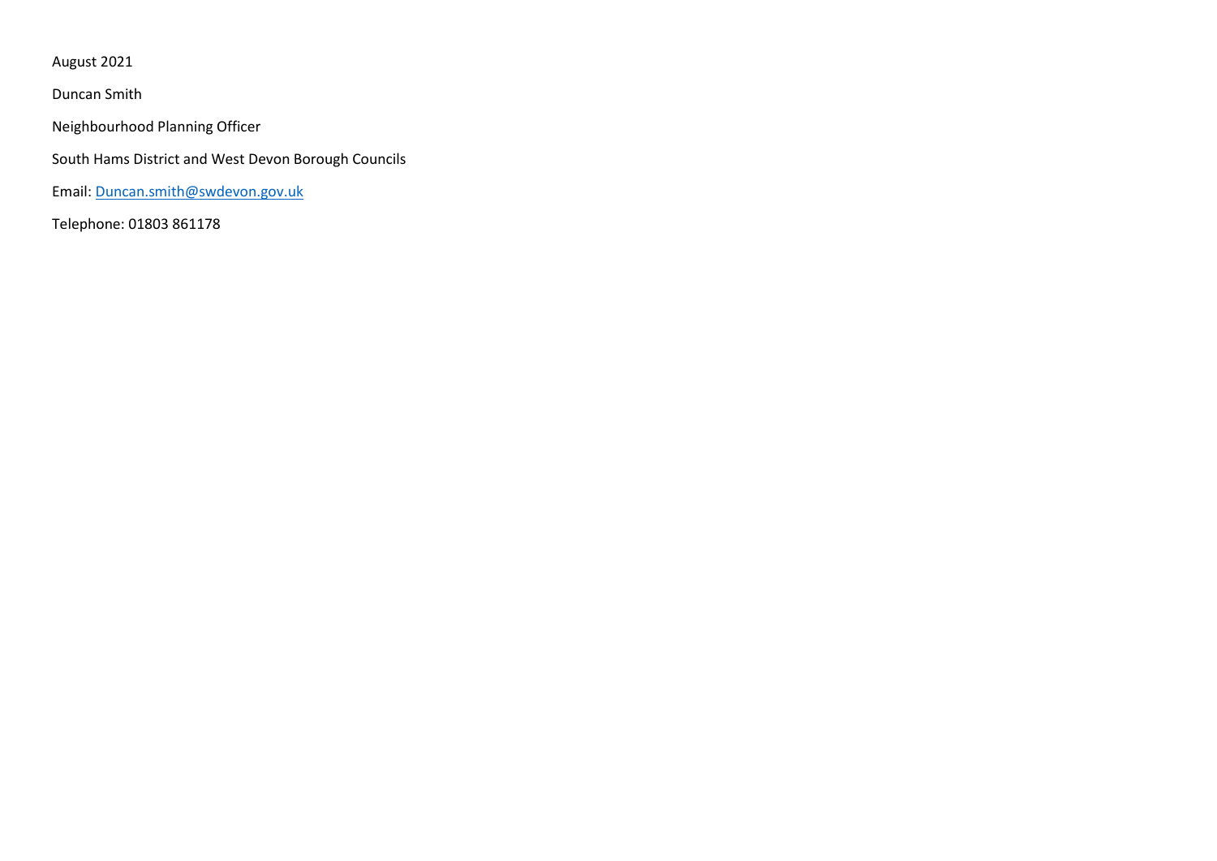August 2021

Duncan Smith

Neighbourhood Planning Officer

South Hams District and West Devon Borough Councils

Email: [Duncan.smith@swdevon.gov.uk](mailto:Duncan.smith@swdevon.gov.uk)

Telephone: 01803 861178